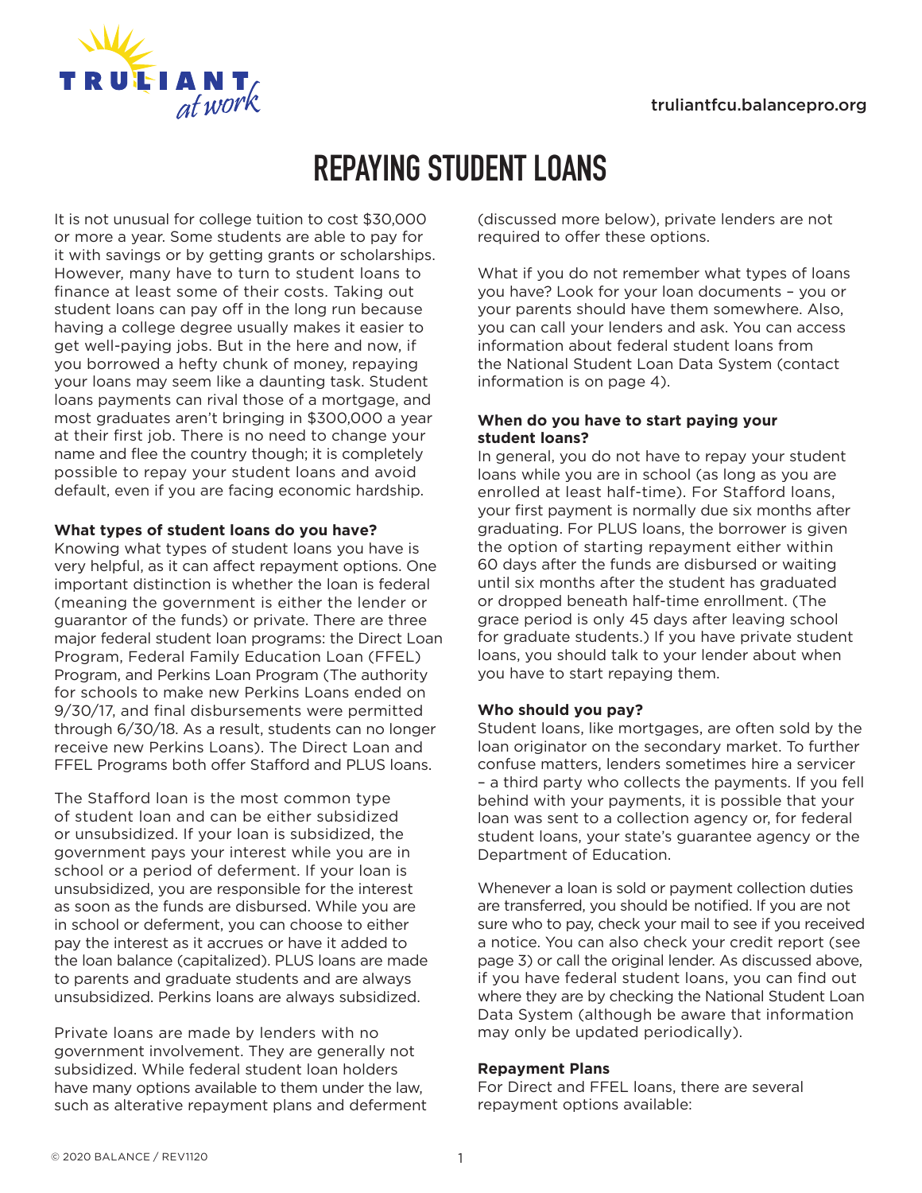# REPAYING STUDENT LOANS

It is not unusual for college tuition to cost $30,000 or more a year. Some students are able to pay for it with savings or by getting grants or scholarships. However, many have to turn to student loans to finance at least some of their costs. Taking out student loans can pay off in the long run because having a college degree usually makes it easier to get well-paying jobs. But in the here and now, if you borrowed a hefty chunk of money, repaying your loans may seem like a daunting task. Student loans payments can rival those of a mortgage, and most graduates aren't bringing in $300,000 a year at their first job. There is no need to change your name and flee the country though; it is completely possible to repay your student loans and avoid default, even if you are facing economic hardship.

**What types of student loans do you have?**

Knowing what types of student loans you have is very helpful, as it can affect repayment options. One important distinction is whether the loan is federal (meaning the government is either the lender or guarantor of the funds) or private. There are three major federal student loan programs: the Direct Loan Program, Federal Family Education Loan (FFEL) Program, and Perkins Loan Program (The authority for schools to make new Perkins Loans ended on 9/30/17, and final disbursements were permitted through 6/30/18. As a result, students can no longer receive new Perkins Loans). The Direct Loan and FFEL Programs both offer Stafford and PLUS loans.

The Stafford loan is the most common type of student loan and can be either subsidized or unsubsidized. If your loan is subsidized, the government pays your interest while you are in school or a period of deferment. If your loan is unsubsidized, you are responsible for the interest as soon as the funds are disbursed. While you are in school or deferment, you can choose to either pay the interest as it accrues or have it added to the loan balance (capitalized). PLUS loans are made to parents and graduate students and are always unsubsidized. Perkins loans are always subsidized.

Private loans are made by lenders with no government involvement. They are generally not subsidized. While federal student loan holders have many options available to them under the law, such as alterative repayment plans and deferment (discussed more below), private lenders are not required to offer these options.

What if you do not remember what types of loans you have? Look for your loan documents – you or your parents should have them somewhere. Also, you can call your lenders and ask. You can access information about federal student loans from the National Student Loan Data System (contact information is on page 4).

**When do you have to start paying your student loans?**

In general, you do not have to repay your student loans while you are in school (as long as you are enrolled at least half-time). For Stafford loans, your first payment is normally due six months after graduating. For PLUS loans, the borrower is given the option of starting repayment either within 60 days after the funds are disbursed or waiting until six months after the student has graduated or dropped beneath half-time enrollment. (The grace period is only 45 days after leaving school for graduate students.) If you have private student loans, you should talk to your lender about when you have to start repaying them.

**Who should you pay?**

Student loans, like mortgages, are often sold by the loan originator on the secondary market. To further confuse matters, lenders sometimes hire a servicer – a third party who collects the payments. If you fell behind with your payments, it is possible that your loan was sent to a collection agency or, for federal student loans, your state's guarantee agency or the Department of Education.

Whenever a loan is sold or payment collection duties are transferred, you should be notified. If you are not sure who to pay, check your mail to see if you received a notice. You can also check your credit report (see page 3) or call the original lender. As discussed above, if you have federal student loans, you can find out where they are by checking the National Student Loan Data System (although be aware that information may only be updated periodically).

**Repayment Plans**

For Direct and FFEL loans, there are several repayment options available: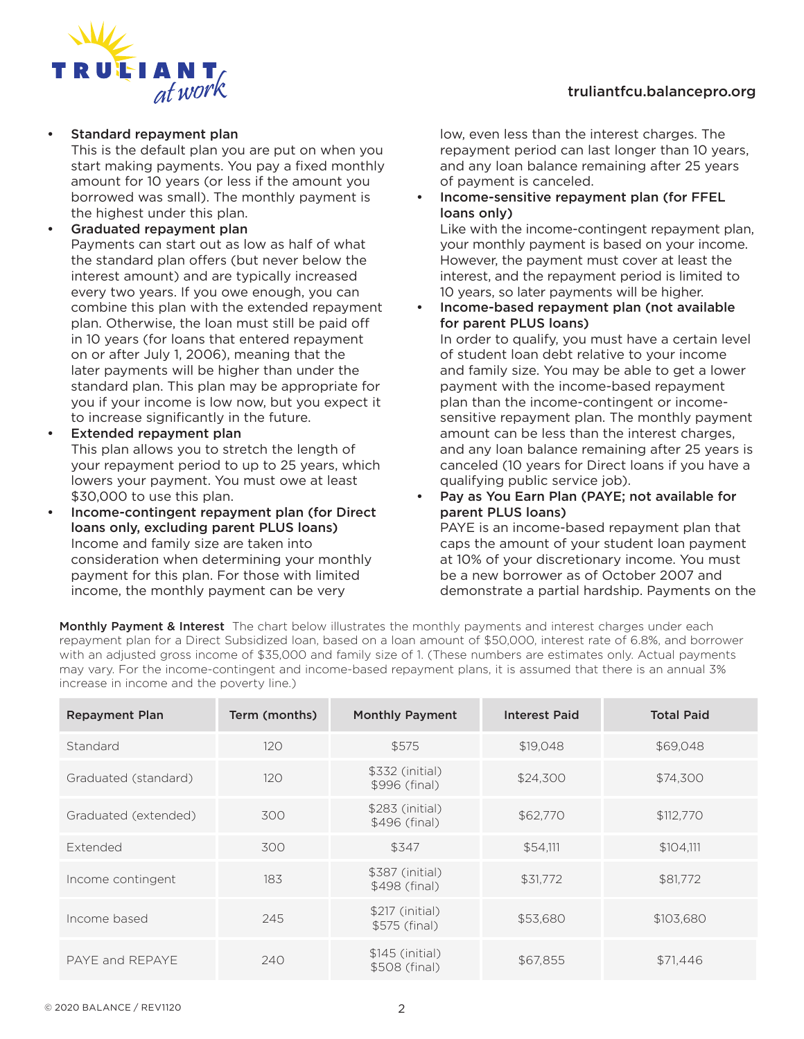- **Standard repayment plan**
  This is the default plan you are put on when you start making payments. You pay a fixed monthly amount for 10 years (or less if the amount you borrowed was small). The monthly payment is the highest under this plan.
- **Graduated repayment plan**
  Payments can start out as low as half of what the standard plan offers (but never below the interest amount) and are typically increased every two years. If you owe enough, you can combine this plan with the extended repayment plan. Otherwise, the loan must still be paid off in 10 years (for loans that entered repayment on or after July 1, 2006), meaning that the later payments will be higher than under the standard plan. This plan may be appropriate for you if your income is low now, but you expect it to increase significantly in the future.
- **Extended repayment plan**
  This plan allows you to stretch the length of your repayment period to up to 25 years, which lowers your payment. You must owe at least $30,000 to use this plan.
- **Income-contingent repayment plan (for Direct loans only, excluding parent PLUS loans)**
  Income and family size are taken into consideration when determining your monthly payment for this plan. For those with limited income, the monthly payment can be very low, even less than the interest charges. The repayment period can last longer than 10 years, and any loan balance remaining after 25 years of payment is canceled.
- **Income-sensitive repayment plan (for FFEL loans only)**
  Like with the income-contingent repayment plan, your monthly payment is based on your income. However, the payment must cover at least the interest, and the repayment period is limited to 10 years, so later payments will be higher.
- **Income-based repayment plan (not available for parent PLUS loans)**
  In order to qualify, you must have a certain level of student loan debt relative to your income and family size. You may be able to get a lower payment with the income-based repayment plan than the income-contingent or income-sensitive repayment plan. The monthly payment amount can be less than the interest charges, and any loan balance remaining after 25 years is canceled (10 years for Direct loans if you have a qualifying public service job).
- **Pay as You Earn Plan (PAYE; not available for parent PLUS loans)**
  PAYE is an income-based repayment plan that caps the amount of your student loan payment at 10% of your discretionary income. You must be a new borrower as of October 2007 and demonstrate a partial hardship. Payments on the

**Monthly Payment & Interest** The chart below illustrates the monthly payments and interest charges under each repayment plan for a Direct Subsidized loan, based on a loan amount of $50,000, interest rate of 6.8%, and borrower with an adjusted gross income of $35,000 and family size of 1. (These numbers are estimates only. Actual payments may vary. For the income-contingent and income-based repayment plans, it is assumed that there is an annual 3% increase in income and the poverty line.)

| Repayment Plan | Term (months) | Monthly Payment | Interest Paid | Total Paid |
|---|---|---|---|---|
| Standard | 120 | $575 | $19,048 | $69,048 |
| Graduated (standard) | 120 | $332 (initial) $996 (final) | $24,300 | $74,300 |
| Graduated (extended) | 300 | $283 (initial) $496 (final) | $62,770 | $112,770 |
| Extended | 300 | $347 | $54,111 | $104,111 |
| Income contingent | 183 | $387 (initial) $498 (final) | $31,772 | $81,772 |
| Income based | 245 | $217 (initial) $575 (final) | $53,680 | $103,680 |
| PAYE and REPAYE | 240 | $145 (initial) $508 (final) | $67,855 | $71,446 |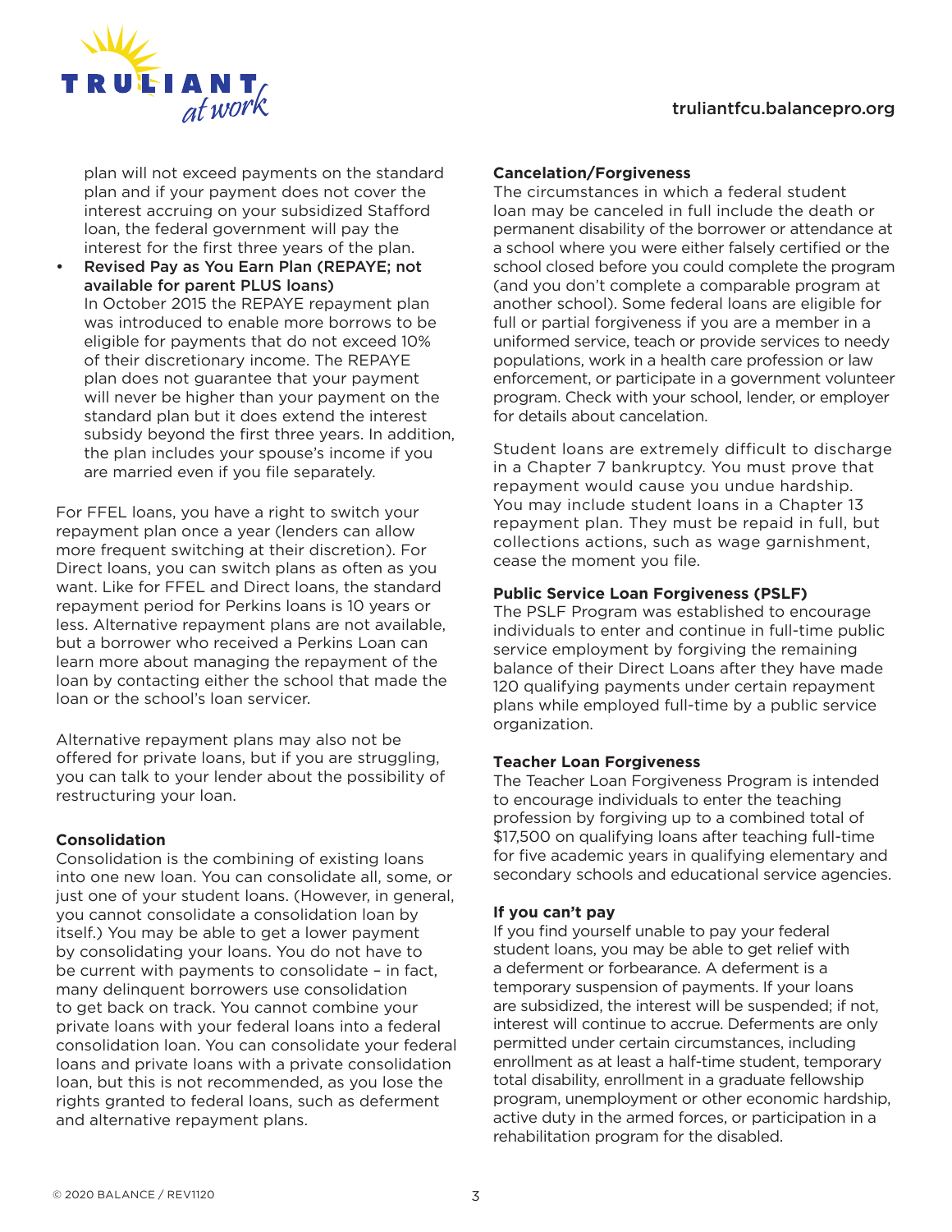plan will not exceed payments on the standard plan and if your payment does not cover the interest accruing on your subsidized Stafford loan, the federal government will pay the interest for the first three years of the plan.

- **Revised Pay as You Earn Plan (REPAYE; not available for parent PLUS loans)**
  In October 2015 the REPAYE repayment plan was introduced to enable more borrows to be eligible for payments that do not exceed 10% of their discretionary income. The REPAYE plan does not guarantee that your payment will never be higher than your payment on the standard plan but it does extend the interest subsidy beyond the first three years. In addition, the plan includes your spouse's income if you are married even if you file separately.

For FFEL loans, you have a right to switch your repayment plan once a year (lenders can allow more frequent switching at their discretion). For Direct loans, you can switch plans as often as you want. Like for FFEL and Direct loans, the standard repayment period for Perkins loans is 10 years or less. Alternative repayment plans are not available, but a borrower who received a Perkins Loan can learn more about managing the repayment of the loan by contacting either the school that made the loan or the school's loan servicer.

Alternative repayment plans may also not be offered for private loans, but if you are struggling, you can talk to your lender about the possibility of restructuring your loan.

**Consolidation**

Consolidation is the combining of existing loans into one new loan. You can consolidate all, some, or just one of your student loans. (However, in general, you cannot consolidate a consolidation loan by itself.) You may be able to get a lower payment by consolidating your loans. You do not have to be current with payments to consolidate – in fact, many delinquent borrowers use consolidation to get back on track. You cannot combine your private loans with your federal loans into a federal consolidation loan. You can consolidate your federal loans and private loans with a private consolidation loan, but this is not recommended, as you lose the rights granted to federal loans, such as deferment and alternative repayment plans.

**Cancelation/Forgiveness**

The circumstances in which a federal student loan may be canceled in full include the death or permanent disability of the borrower or attendance at a school where you were either falsely certified or the school closed before you could complete the program (and you don't complete a comparable program at another school). Some federal loans are eligible for full or partial forgiveness if you are a member in a uniformed service, teach or provide services to needy populations, work in a health care profession or law enforcement, or participate in a government volunteer program. Check with your school, lender, or employer for details about cancelation.

Student loans are extremely difficult to discharge in a Chapter 7 bankruptcy. You must prove that repayment would cause you undue hardship. You may include student loans in a Chapter 13 repayment plan. They must be repaid in full, but collections actions, such as wage garnishment, cease the moment you file.

**Public Service Loan Forgiveness (PSLF)**

The PSLF Program was established to encourage individuals to enter and continue in full-time public service employment by forgiving the remaining balance of their Direct Loans after they have made 120 qualifying payments under certain repayment plans while employed full-time by a public service organization.

**Teacher Loan Forgiveness**

The Teacher Loan Forgiveness Program is intended to encourage individuals to enter the teaching profession by forgiving up to a combined total of $17,500 on qualifying loans after teaching full-time for five academic years in qualifying elementary and secondary schools and educational service agencies.

**If you can't pay**

If you find yourself unable to pay your federal student loans, you may be able to get relief with a deferment or forbearance. A deferment is a temporary suspension of payments. If your loans are subsidized, the interest will be suspended; if not, interest will continue to accrue. Deferments are only permitted under certain circumstances, including enrollment as at least a half-time student, temporary total disability, enrollment in a graduate fellowship program, unemployment or other economic hardship, active duty in the armed forces, or participation in a rehabilitation program for the disabled.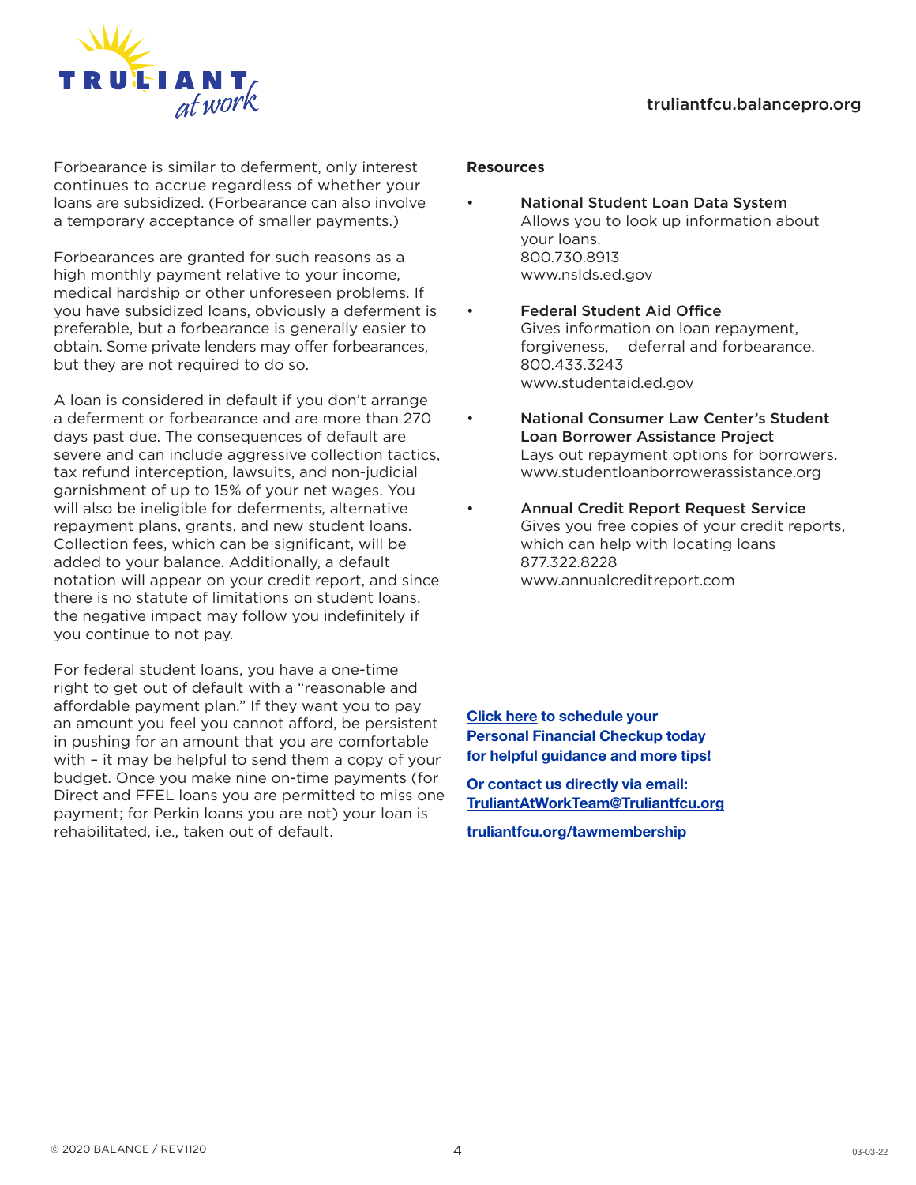Forbearance is similar to deferment, only interest continues to accrue regardless of whether your loans are subsidized. (Forbearance can also involve a temporary acceptance of smaller payments.)

Forbearances are granted for such reasons as a high monthly payment relative to your income, medical hardship or other unforeseen problems. If you have subsidized loans, obviously a deferment is preferable, but a forbearance is generally easier to obtain. Some private lenders may offer forbearances, but they are not required to do so.

A loan is considered in default if you don't arrange a deferment or forbearance and are more than 270 days past due. The consequences of default are severe and can include aggressive collection tactics, tax refund interception, lawsuits, and non-judicial garnishment of up to 15% of your net wages. You will also be ineligible for deferments, alternative repayment plans, grants, and new student loans. Collection fees, which can be significant, will be added to your balance. Additionally, a default notation will appear on your credit report, and since there is no statute of limitations on student loans, the negative impact may follow you indefinitely if you continue to not pay.

For federal student loans, you have a one-time right to get out of default with a "reasonable and affordable payment plan." If they want you to pay an amount you feel you cannot afford, be persistent in pushing for an amount that you are comfortable with – it may be helpful to send them a copy of your budget. Once you make nine on-time payments (for Direct and FFEL loans you are permitted to miss one payment; for Perkin loans you are not) your loan is rehabilitated, i.e., taken out of default.

**Resources**

- National Student Loan Data System
  Allows you to look up information about your loans.
  800.730.8913
  www.nslds.ed.gov
- Federal Student Aid Office
  Gives information on loan repayment, forgiveness, deferral and forbearance.
  800.433.3243
  www.studentaid.ed.gov
- National Consumer Law Center's Student Loan Borrower Assistance Project
  Lays out repayment options for borrowers.
  www.studentloanborrowerassistance.org
- Annual Credit Report Request Service
  Gives you free copies of your credit reports, which can help with locating loans
  877.322.8228
  www.annualcreditreport.com

**Click here to schedule your Personal Financial Checkup today for helpful guidance and more tips!**

**Or contact us directly via email: TruliantAtWorkTeam@Truliantfcu.org**

**truliantfcu.org/tawmembership**